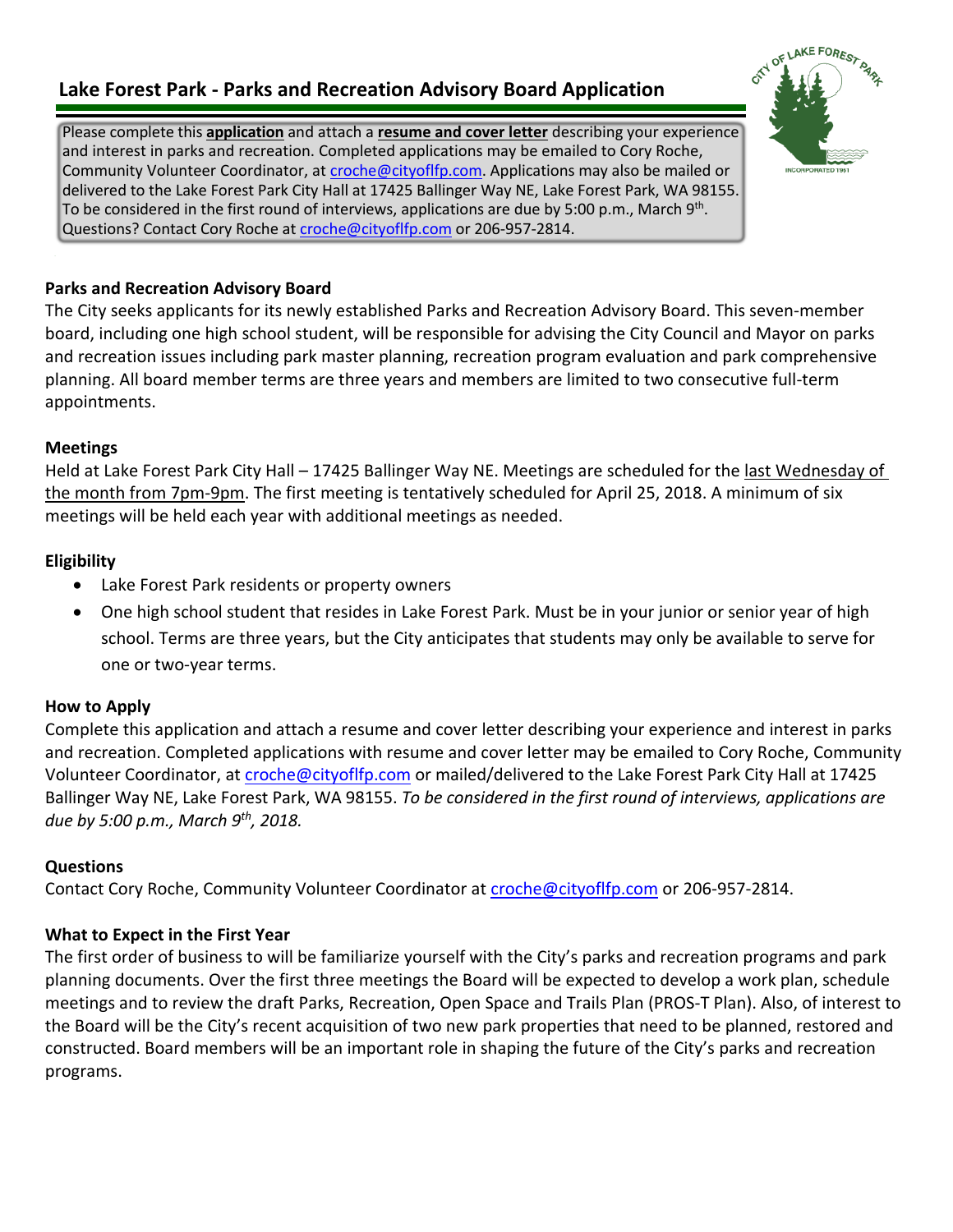# Lake Forest Park - Parks and Recreation Advisory Board Application

Please complete this **application** and attach a **resume and cover letter** describing your experience and interest in parks and recreation. Completed applications may be emailed to Cory Roche, Community Volunteer Coordinator, at croche@cityoflfp.com. Applications may also be mailed or delivered to the Lake Forest Park City Hall at 17425 Ballinger Way NE, Lake Forest Park, WA 98155. To be considered in the first round of interviews, applications are due by 5:00 p.m., March 9th. Questions? Contact Cory Roche at croche@cityoflfp.com or 206-957-2814.

**Parks and Recreation Advisory Board**

The City seeks applicants for its newly established Parks and Recreation Advisory Board. This seven-member board, including one high school student, will be responsible for advising the City Council and Mayor on parks and recreation issues including park master planning, recreation program evaluation and park comprehensive planning. All board member terms are three years and members are limited to two consecutive full-term appointments.

**Meetings**

Held at Lake Forest Park City Hall – 17425 Ballinger Way NE. Meetings are scheduled for the last Wednesday of the month from 7pm-9pm. The first meeting is tentatively scheduled for April 25, 2018. A minimum of six meetings will be held each year with additional meetings as needed.

**Eligibility**

- Lake Forest Park residents or property owners
- One high school student that resides in Lake Forest Park. Must be in your junior or senior year of high school. Terms are three years, but the City anticipates that students may only be available to serve for one or two-year terms.

**How to Apply**

Complete this application and attach a resume and cover letter describing your experience and interest in parks and recreation. Completed applications with resume and cover letter may be emailed to Cory Roche, Community Volunteer Coordinator, at croche@cityoflfp.com or mailed/delivered to the Lake Forest Park City Hall at 17425 Ballinger Way NE, Lake Forest Park, WA 98155. *To be considered in the first round of interviews, applications are due by 5:00 p.m., March 9th, 2018.*

**Questions**

Contact Cory Roche, Community Volunteer Coordinator at croche@cityoflfp.com or 206-957-2814.

**What to Expect in the First Year**

The first order of business to will be familiarize yourself with the City's parks and recreation programs and park planning documents. Over the first three meetings the Board will be expected to develop a work plan, schedule meetings and to review the draft Parks, Recreation, Open Space and Trails Plan (PROS-T Plan). Also, of interest to the Board will be the City's recent acquisition of two new park properties that need to be planned, restored and constructed. Board members will be an important role in shaping the future of the City's parks and recreation programs.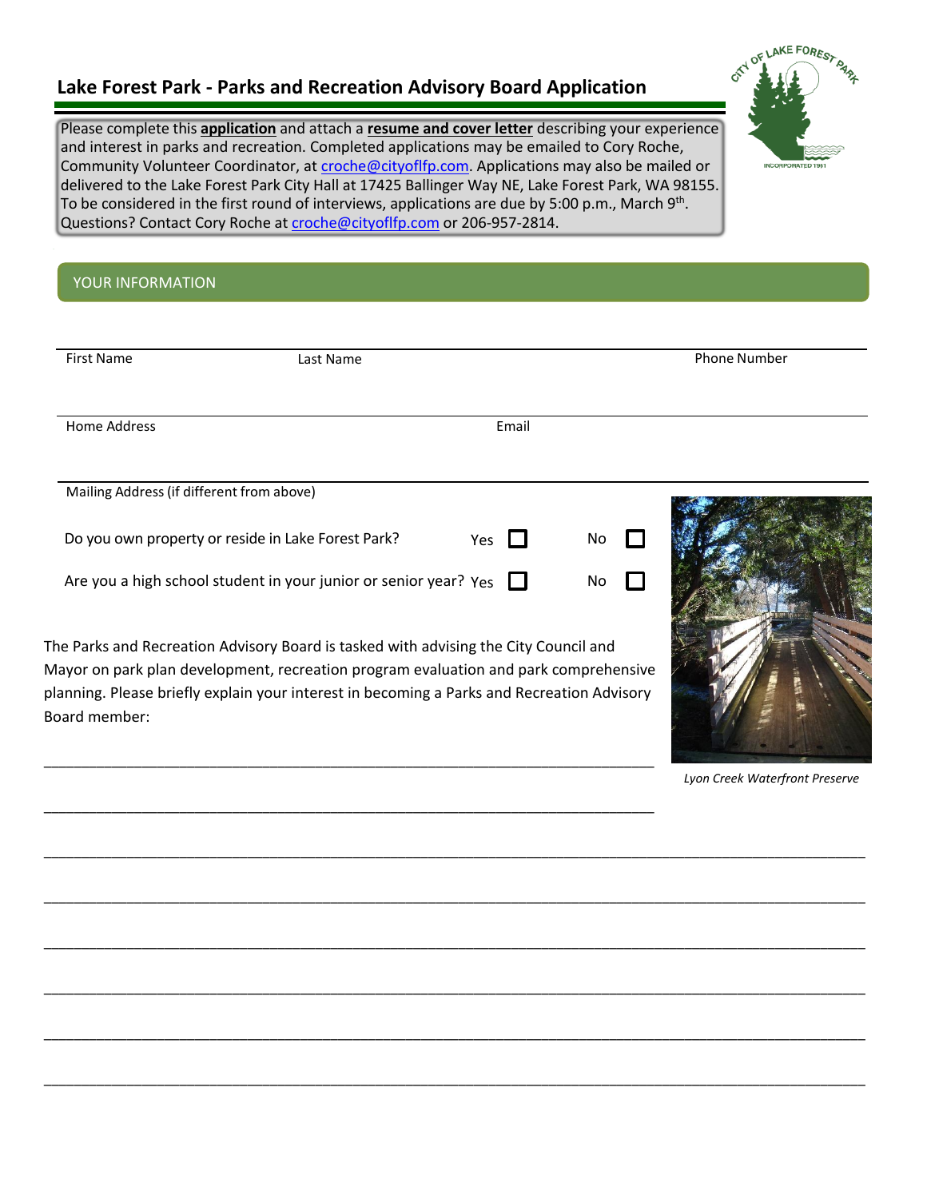## Lake Forest Park - Parks and Recreation Advisory Board Application

Please complete this **application** and attach a **resume and cover letter** describing your experience and interest in parks and recreation. Completed applications may be emailed to Cory Roche, Community Volunteer Coordinator, at croche@cityoflfp.com. Applications may also be mailed or delivered to the Lake Forest Park City Hall at 17425 Ballinger Way NE, Lake Forest Park, WA 98155. To be considered in the first round of interviews, applications are due by 5:00 p.m., March 9th. Questions? Contact Cory Roche at croche@cityoflfp.com or 206-957-2814.

### YOUR INFORMATION

| First Name | Last Name | Phone Number |
|---|---|---|
| | | |

| Home Address | Email |
|---|---|
| | |

Mailing Address (if different from above)

Do you own property or reside in Lake Forest Park? Yes ☐ No ☐

Are you a high school student in your junior or senior year? Yes ☐ No ☐

The Parks and Recreation Advisory Board is tasked with advising the City Council and Mayor on park plan development, recreation program evaluation and park comprehensive planning. Please briefly explain your interest in becoming a Parks and Recreation Advisory Board member:

_Lyon Creek Waterfront Preserve_

______________________________________________________________________

______________________________________________________________________

______________________________________________________________________

______________________________________________________________________

______________________________________________________________________

______________________________________________________________________

______________________________________________________________________

______________________________________________________________________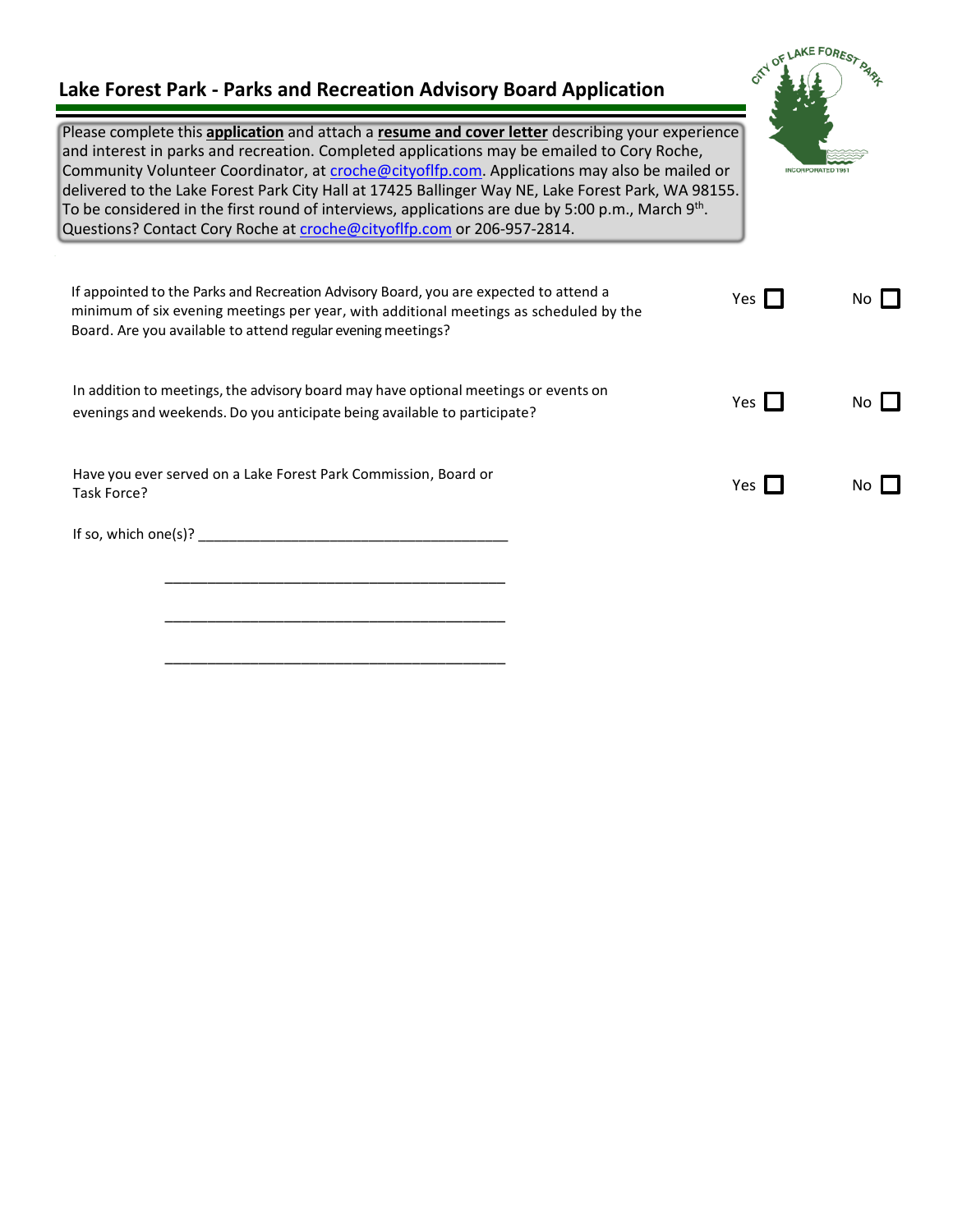## Lake Forest Park - Parks and Recreation Advisory Board Application

Please complete this **application** and attach a **resume and cover letter** describing your experience and interest in parks and recreation. Completed applications may be emailed to Cory Roche, Community Volunteer Coordinator, at croche@cityoflfp.com. Applications may also be mailed or delivered to the Lake Forest Park City Hall at 17425 Ballinger Way NE, Lake Forest Park, WA 98155. To be considered in the first round of interviews, applications are due by 5:00 p.m., March 9th. Questions? Contact Cory Roche at croche@cityoflfp.com or 206-957-2814.

If appointed to the Parks and Recreation Advisory Board, you are expected to attend a minimum of six evening meetings per year, with additional meetings as scheduled by the Board. Are you available to attend regular evening meetings? Yes ☐ No ☐

In addition to meetings, the advisory board may have optional meetings or events on evenings and weekends. Do you anticipate being available to participate? Yes ☐ No ☐

Have you ever served on a Lake Forest Park Commission, Board or Task Force? Yes ☐ No ☐

If so, which one(s)? ________________________________________

________________________________________

________________________________________

________________________________________